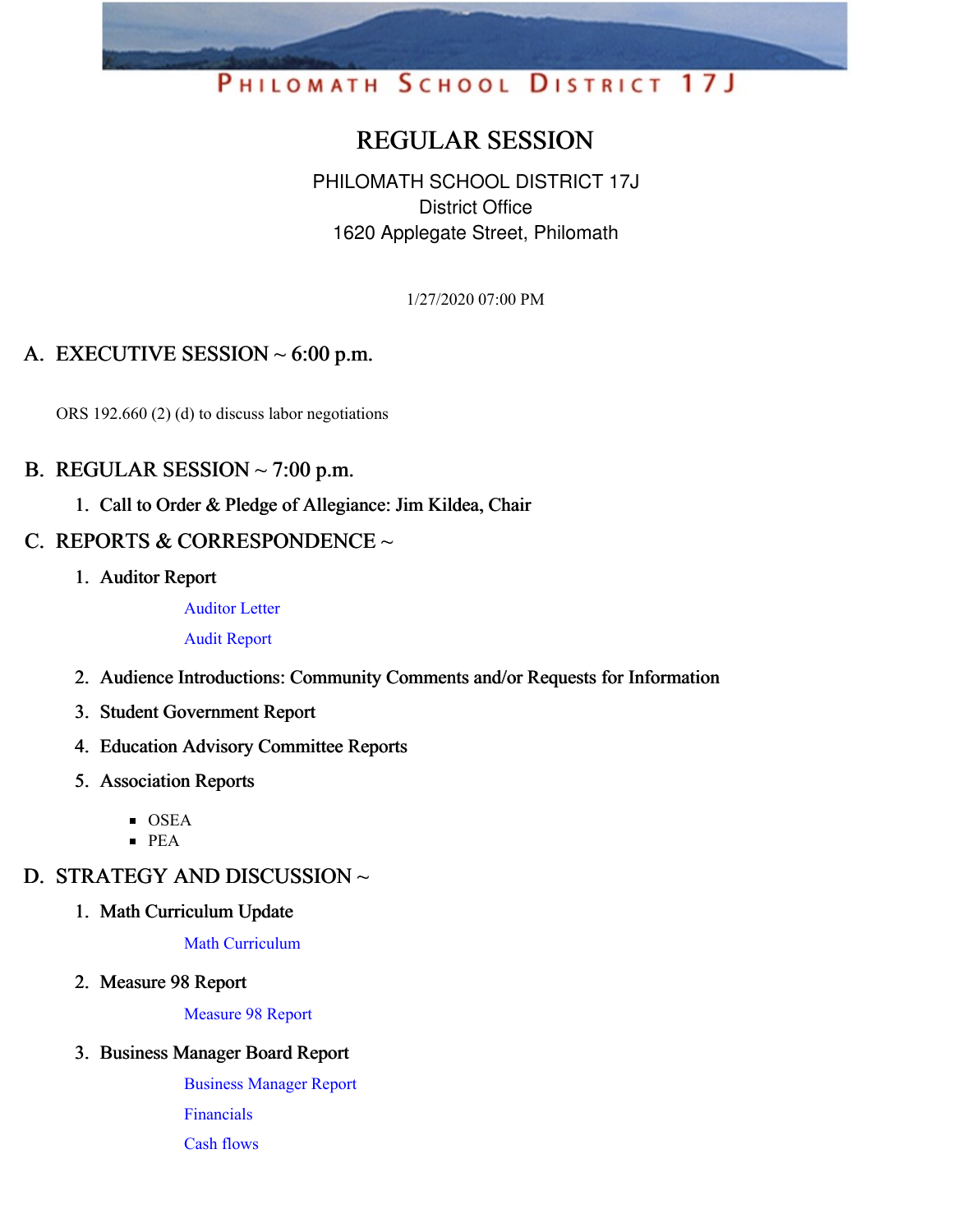# REGULAR SESSION

PHILOMATH SCHOOL DISTRICT 17J
District Office
1620 Applegate Street, Philomath

1/27/2020 07:00 PM

## A. EXECUTIVE SESSION ~ 6:00 p.m.

ORS 192.660 (2) (d) to discuss labor negotiations

## B. REGULAR SESSION ~ 7:00 p.m.

1. **Call to Order & Pledge of Allegiance: Jim Kildea, Chair**

## C. REPORTS & CORRESPONDENCE ~

1. **Auditor Report**

   Auditor Letter

   Audit Report

2. **Audience Introductions: Community Comments and/or Requests for Information**
3. **Student Government Report**
4. **Education Advisory Committee Reports**
5. **Association Reports**
   - OSEA
   - PEA

## D. STRATEGY AND DISCUSSION ~

1. **Math Curriculum Update**

   Math Curriculum

2. **Measure 98 Report**

   Measure 98 Report

3. **Business Manager Board Report**

   Business Manager Report

   Financials

   Cash flows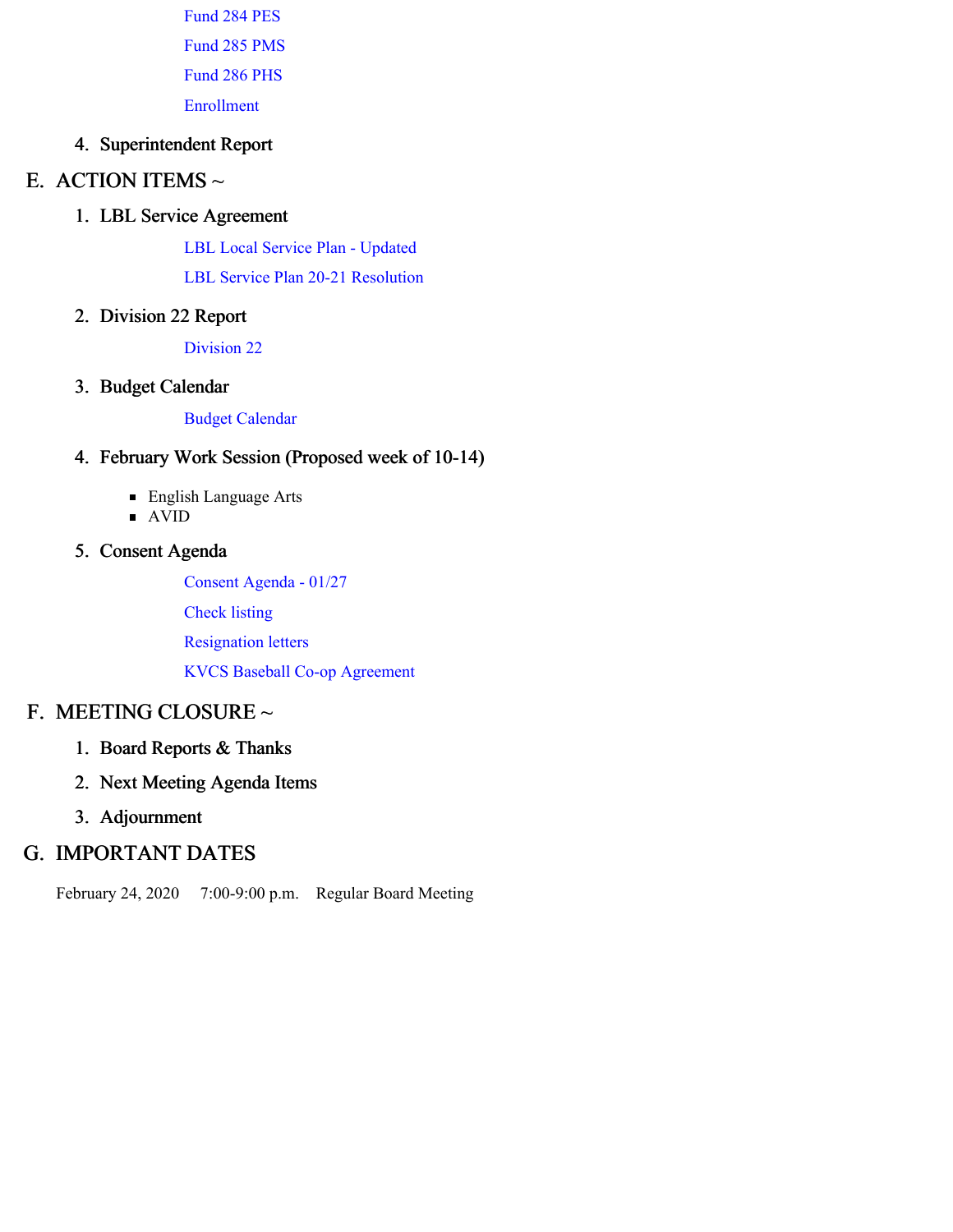Fund 284 PES

Fund 285 PMS

Fund 286 PHS

Enrollment

4. Superintendent Report

## E. ACTION ITEMS ~

1. LBL Service Agreement

   LBL Local Service Plan - Updated

   LBL Service Plan 20-21 Resolution

2. Division 22 Report

   Division 22

3. Budget Calendar

   Budget Calendar

4. February Work Session (Proposed week of 10-14)

   - English Language Arts
   - AVID

5. Consent Agenda

   Consent Agenda - 01/27

   Check listing

   Resignation letters

   KVCS Baseball Co-op Agreement

## F. MEETING CLOSURE ~

1. Board Reports & Thanks
2. Next Meeting Agenda Items
3. Adjournment

## G. IMPORTANT DATES

February 24, 2020 7:00-9:00 p.m. Regular Board Meeting